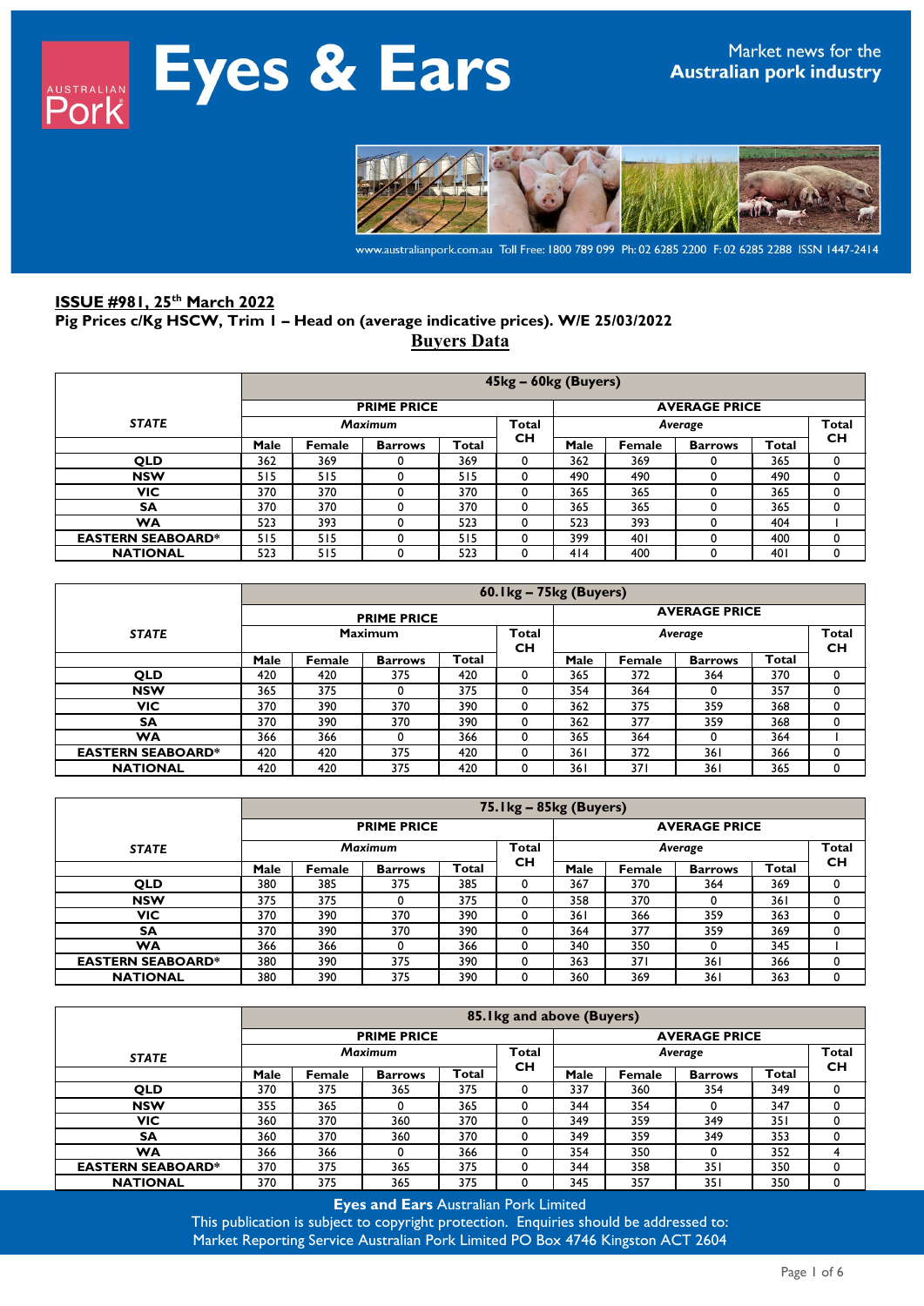# Eyes & Ears

Market news for the **Australian pork industry**

www.australianpork.com.au Toll Free: 1800 789 099 Ph: 02 6285 2200 F: 02 6285 2288 ISSN 1447-2414

## ISSUE #981, 25th March 2022

**Pig Prices c/Kg HSCW, Trim 1 – Head on (average indicative prices). W/E 25/03/2022**

**Buyers Data**

| STATE | 45kg – 60kg (Buyers) | | | | | | | | | |
|---|---|---|---|---|---|---|---|---|---|---|
| | PRIME PRICE | | | | | AVERAGE PRICE | | | | |
| | *Maximum* | | | | Total CH | *Average* | | | | Total CH |
| | Male | Female | Barrows | Total | | Male | Female | Barrows | Total | |
| QLD | 362 | 369 | 0 | 369 | 0 | 362 | 369 | 0 | 365 | 0 |
| NSW | 515 | 515 | 0 | 515 | 0 | 490 | 490 | 0 | 490 | 0 |
| VIC | 370 | 370 | 0 | 370 | 0 | 365 | 365 | 0 | 365 | 0 |
| SA | 370 | 370 | 0 | 370 | 0 | 365 | 365 | 0 | 365 | 0 |
| WA | 523 | 393 | 0 | 523 | 0 | 523 | 393 | 0 | 404 | 1 |
| EASTERN SEABOARD* | 515 | 515 | 0 | 515 | 0 | 399 | 401 | 0 | 400 | 0 |
| NATIONAL | 523 | 515 | 0 | 523 | 0 | 414 | 400 | 0 | 401 | 0 |

| STATE | 60.1kg – 75kg (Buyers) | | | | | | | | | |
|---|---|---|---|---|---|---|---|---|---|---|
| | PRIME PRICE | | | | | AVERAGE PRICE | | | | |
| | Maximum | | | | Total CH | *Average* | | | | Total CH |
| | Male | Female | Barrows | Total | | Male | Female | Barrows | Total | |
| QLD | 420 | 420 | 375 | 420 | 0 | 365 | 372 | 364 | 370 | 0 |
| NSW | 365 | 375 | 0 | 375 | 0 | 354 | 364 | 0 | 357 | 0 |
| VIC | 370 | 390 | 370 | 390 | 0 | 362 | 375 | 359 | 368 | 0 |
| SA | 370 | 390 | 370 | 390 | 0 | 362 | 377 | 359 | 368 | 0 |
| WA | 366 | 366 | 0 | 366 | 0 | 365 | 364 | 0 | 364 | 1 |
| EASTERN SEABOARD* | 420 | 420 | 375 | 420 | 0 | 361 | 372 | 361 | 366 | 0 |
| NATIONAL | 420 | 420 | 375 | 420 | 0 | 361 | 371 | 361 | 365 | 0 |

| STATE | 75.1kg – 85kg (Buyers) | | | | | | | | | |
|---|---|---|---|---|---|---|---|---|---|---|
| | PRIME PRICE | | | | | AVERAGE PRICE | | | | |
| | *Maximum* | | | | Total CH | *Average* | | | | Total CH |
| | Male | Female | Barrows | Total | | Male | Female | Barrows | Total | |
| QLD | 380 | 385 | 375 | 385 | 0 | 367 | 370 | 364 | 369 | 0 |
| NSW | 375 | 375 | 0 | 375 | 0 | 358 | 370 | 0 | 361 | 0 |
| VIC | 370 | 390 | 370 | 390 | 0 | 361 | 366 | 359 | 363 | 0 |
| SA | 370 | 390 | 370 | 390 | 0 | 364 | 377 | 359 | 369 | 0 |
| WA | 366 | 366 | 0 | 366 | 0 | 340 | 350 | 0 | 345 | 1 |
| EASTERN SEABOARD* | 380 | 390 | 375 | 390 | 0 | 363 | 371 | 361 | 366 | 0 |
| NATIONAL | 380 | 390 | 375 | 390 | 0 | 360 | 369 | 361 | 363 | 0 |

| STATE | 85.1kg and above (Buyers) | | | | | | | | | |
|---|---|---|---|---|---|---|---|---|---|---|
| | PRIME PRICE | | | | | AVERAGE PRICE | | | | |
| | *Maximum* | | | | Total CH | *Average* | | | | Total CH |
| | Male | Female | Barrows | Total | | Male | Female | Barrows | Total | |
| QLD | 370 | 375 | 365 | 375 | 0 | 337 | 360 | 354 | 349 | 0 |
| NSW | 355 | 365 | 0 | 365 | 0 | 344 | 354 | 0 | 347 | 0 |
| VIC | 360 | 370 | 360 | 370 | 0 | 349 | 359 | 349 | 351 | 0 |
| SA | 360 | 370 | 360 | 370 | 0 | 349 | 359 | 349 | 353 | 0 |
| WA | 366 | 366 | 0 | 366 | 0 | 354 | 350 | 0 | 352 | 4 |
| EASTERN SEABOARD* | 370 | 375 | 365 | 375 | 0 | 344 | 358 | 351 | 350 | 0 |
| NATIONAL | 370 | 375 | 365 | 375 | 0 | 345 | 357 | 351 | 350 | 0 |

**Eyes and Ears** Australian Pork Limited
This publication is subject to copyright protection. Enquiries should be addressed to:
Market Reporting Service Australian Pork Limited PO Box 4746 Kingston ACT 2604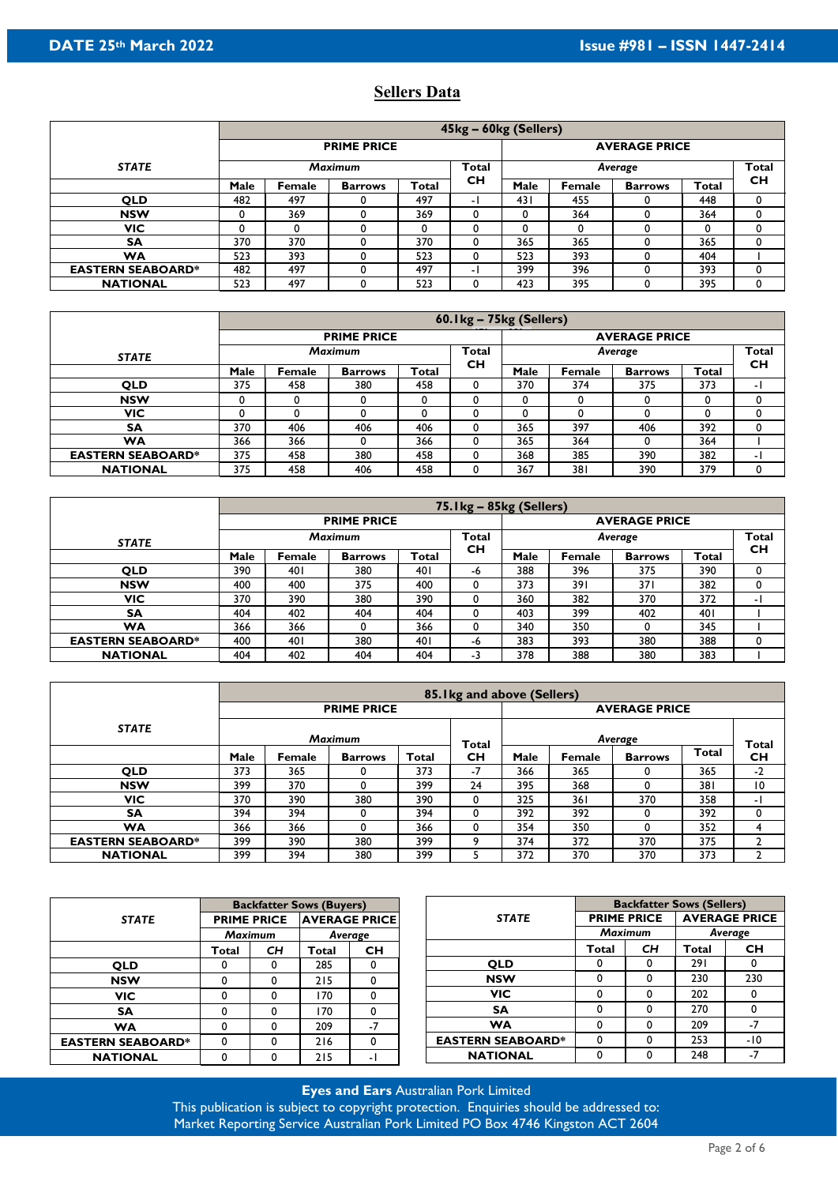DATE 25th March 2022 — Issue #981 – ISSN 1447-2414

## Sellers Data

| STATE | 45kg – 60kg (Sellers) | | | | | | | | | |
|---|---|---|---|---|---|---|---|---|---|---|
| | PRIME PRICE | | | | | AVERAGE PRICE | | | | |
| | *Maximum* | | | | Total CH | *Average* | | | | Total CH |
| | Male | Female | Barrows | Total | | Male | Female | Barrows | Total | |
| QLD | 482 | 497 | 0 | 497 | -1 | 431 | 455 | 0 | 448 | 0 |
| NSW | 0 | 369 | 0 | 369 | 0 | 0 | 364 | 0 | 364 | 0 |
| VIC | 0 | 0 | 0 | 0 | 0 | 0 | 0 | 0 | 0 | 0 |
| SA | 370 | 370 | 0 | 370 | 0 | 365 | 365 | 0 | 365 | 0 |
| WA | 523 | 393 | 0 | 523 | 0 | 523 | 393 | 0 | 404 | 1 |
| EASTERN SEABOARD* | 482 | 497 | 0 | 497 | -1 | 399 | 396 | 0 | 393 | 0 |
| NATIONAL | 523 | 497 | 0 | 523 | 0 | 423 | 395 | 0 | 395 | 0 |

| STATE | 60.1kg – 75kg (Sellers) | | | | | | | | | |
|---|---|---|---|---|---|---|---|---|---|---|
| | PRIME PRICE | | | | | AVERAGE PRICE | | | | |
| | *Maximum* | | | | Total CH | *Average* | | | | Total CH |
| | Male | Female | Barrows | Total | | Male | Female | Barrows | Total | |
| QLD | 375 | 458 | 380 | 458 | 0 | 370 | 374 | 375 | 373 | -1 |
| NSW | 0 | 0 | 0 | 0 | 0 | 0 | 0 | 0 | 0 | 0 |
| VIC | 0 | 0 | 0 | 0 | 0 | 0 | 0 | 0 | 0 | 0 |
| SA | 370 | 406 | 406 | 406 | 0 | 365 | 397 | 406 | 392 | 0 |
| WA | 366 | 366 | 0 | 366 | 0 | 365 | 364 | 0 | 364 | 1 |
| EASTERN SEABOARD* | 375 | 458 | 380 | 458 | 0 | 368 | 385 | 390 | 382 | -1 |
| NATIONAL | 375 | 458 | 406 | 458 | 0 | 367 | 381 | 390 | 379 | 0 |

| STATE | 75.1kg – 85kg (Sellers) | | | | | | | | | |
|---|---|---|---|---|---|---|---|---|---|---|
| | PRIME PRICE | | | | | AVERAGE PRICE | | | | |
| | *Maximum* | | | | Total CH | *Average* | | | | Total CH |
| | Male | Female | Barrows | Total | | Male | Female | Barrows | Total | |
| QLD | 390 | 401 | 380 | 401 | -6 | 388 | 396 | 375 | 390 | 0 |
| NSW | 400 | 400 | 375 | 400 | 0 | 373 | 391 | 371 | 382 | 0 |
| VIC | 370 | 390 | 380 | 390 | 0 | 360 | 382 | 370 | 372 | -1 |
| SA | 404 | 402 | 404 | 404 | 0 | 403 | 399 | 402 | 401 | 1 |
| WA | 366 | 366 | 0 | 366 | 0 | 340 | 350 | 0 | 345 | 1 |
| EASTERN SEABOARD* | 400 | 401 | 380 | 401 | -6 | 383 | 393 | 380 | 388 | 0 |
| NATIONAL | 404 | 402 | 404 | 404 | -3 | 378 | 388 | 380 | 383 | 1 |

| STATE | 85.1kg and above (Sellers) | | | | | | | | | |
|---|---|---|---|---|---|---|---|---|---|---|
| | PRIME PRICE | | | | | AVERAGE PRICE | | | | |
| | *Maximum* | | | | Total CH | *Average* | | | | Total CH |
| | Male | Female | Barrows | Total | | Male | Female | Barrows | Total | |
| QLD | 373 | 365 | 0 | 373 | -7 | 366 | 365 | 0 | 365 | -2 |
| NSW | 399 | 370 | 0 | 399 | 24 | 395 | 368 | 0 | 381 | 10 |
| VIC | 370 | 390 | 380 | 390 | 0 | 325 | 361 | 370 | 358 | -1 |
| SA | 394 | 394 | 0 | 394 | 0 | 392 | 392 | 0 | 392 | 0 |
| WA | 366 | 366 | 0 | 366 | 0 | 354 | 350 | 0 | 352 | 4 |
| EASTERN SEABOARD* | 399 | 390 | 380 | 399 | 9 | 374 | 372 | 370 | 375 | 2 |
| NATIONAL | 399 | 394 | 380 | 399 | 5 | 372 | 370 | 370 | 373 | 2 |

| STATE | Backfatter Sows (Buyers) | | | |
|---|---|---|---|---|
| | PRIME PRICE | | AVERAGE PRICE | |
| | *Maximum* | | *Average* | |
| | Total | CH | Total | CH |
| QLD | 0 | 0 | 285 | 0 |
| NSW | 0 | 0 | 215 | 0 |
| VIC | 0 | 0 | 170 | 0 |
| SA | 0 | 0 | 170 | 0 |
| WA | 0 | 0 | 209 | -7 |
| EASTERN SEABOARD* | 0 | 0 | 216 | 0 |
| NATIONAL | 0 | 0 | 215 | -1 |

| STATE | Backfatter Sows (Sellers) | | | |
|---|---|---|---|---|
| | PRIME PRICE | | AVERAGE PRICE | |
| | *Maximum* | | *Average* | |
| | Total | CH | Total | CH |
| QLD | 0 | 0 | 291 | 0 |
| NSW | 0 | 0 | 230 | 230 |
| VIC | 0 | 0 | 202 | 0 |
| SA | 0 | 0 | 270 | 0 |
| WA | 0 | 0 | 209 | -7 |
| EASTERN SEABOARD* | 0 | 0 | 253 | -10 |
| NATIONAL | 0 | 0 | 248 | -7 |

**Eyes and Ears** Australian Pork Limited
This publication is subject to copyright protection. Enquiries should be addressed to:
Market Reporting Service Australian Pork Limited PO Box 4746 Kingston ACT 2604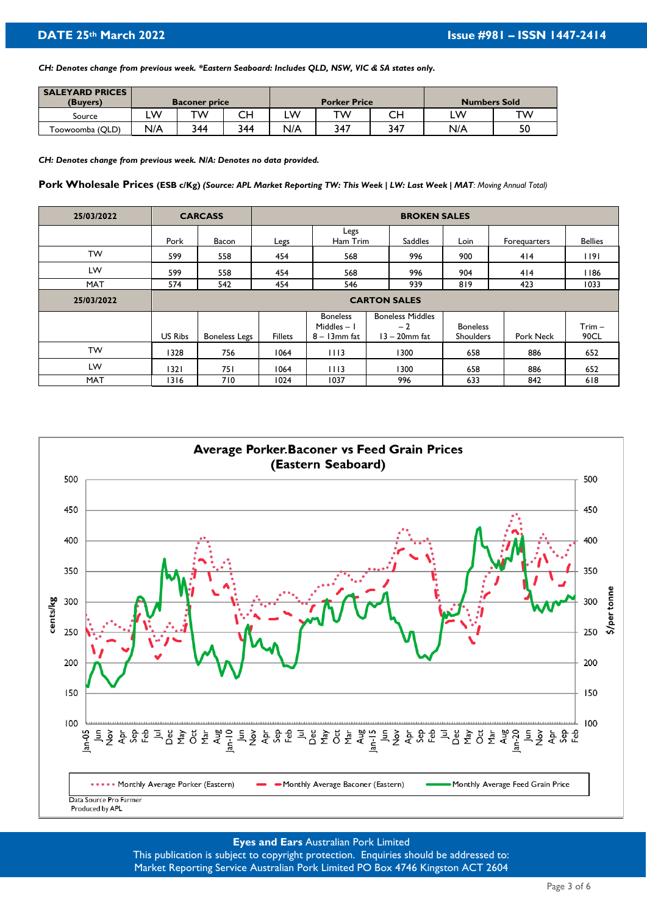**DATE 25th March 2022** | **Issue #981 – ISSN 1447-2414**

*CH: Denotes change from previous week. \*Eastern Seaboard: Includes QLD, NSW, VIC & SA states only.*

| SALEYARD PRICES (Buyers) | Baconer price | | | Porker Price | | | Numbers Sold | |
|---|---|---|---|---|---|---|---|---|
| Source | LW | TW | CH | LW | TW | CH | LW | TW |
| Toowoomba (QLD) | N/A | 344 | 344 | N/A | 347 | 347 | N/A | 50 |

*CH: Denotes change from previous week. N/A: Denotes no data provided.*

**Pork Wholesale Prices (ESB c/Kg)** *(Source: APL Market Reporting TW: This Week | LW: Last Week | MAT: Moving Annual Total)*

| 25/03/2022 | CARCASS | | BROKEN SALES | | | | | |
|---|---|---|---|---|---|---|---|---|
| | Pork | Bacon | Legs | Legs Ham Trim | Saddles | Loin | Forequarters | Bellies |
| TW | 599 | 558 | 454 | 568 | 996 | 900 | 414 | 1191 |
| LW | 599 | 558 | 454 | 568 | 996 | 904 | 414 | 1186 |
| MAT | 574 | 542 | 454 | 546 | 939 | 819 | 423 | 1033 |
| **25/03/2022** | **CARTON SALES** | | | | | | | |
| | US Ribs | Boneless Legs | Fillets | Boneless Middles – 1 8 – 13mm fat | Boneless Middles – 2 13 – 20mm fat | Boneless Shoulders | Pork Neck | Trim – 90CL |
| TW | 1328 | 756 | 1064 | 1113 | 1300 | 658 | 886 | 652 |
| LW | 1321 | 751 | 1064 | 1113 | 1300 | 658 | 886 | 652 |
| MAT | 1316 | 710 | 1024 | 1037 | 996 | 633 | 842 | 618 |

**Average Porker.Baconer vs Feed Grain Prices (Eastern Seaboard)**

Legend: Monthly Average Porker (Eastern); Monthly Average Baconer (Eastern); Monthly Average Feed Grain Price

Data Source Pro Farmer
Produced by APL

**Eyes and Ears** Australian Pork Limited
This publication is subject to copyright protection. Enquiries should be addressed to:
Market Reporting Service Australian Pork Limited PO Box 4746 Kingston ACT 2604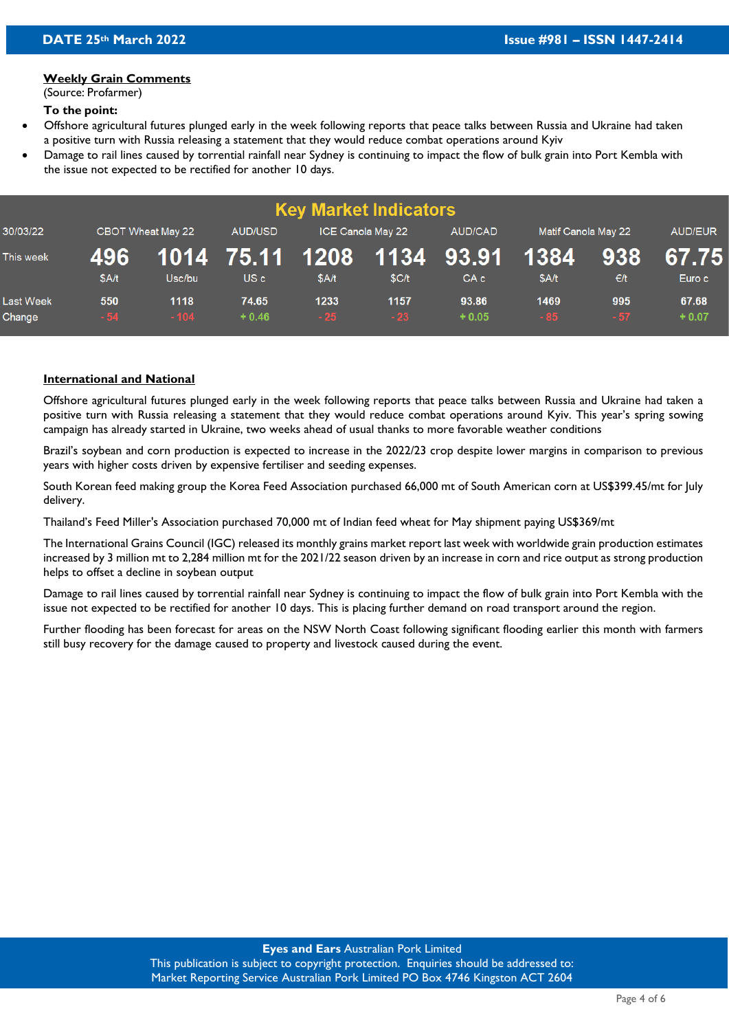### Weekly Grain Comments

(Source: Profarmer)

**To the point:**

- Offshore agricultural futures plunged early in the week following reports that peace talks between Russia and Ukraine had taken a positive turn with Russia releasing a statement that they would reduce combat operations around Kyiv
- Damage to rail lines caused by torrential rainfall near Sydney is continuing to impact the flow of bulk grain into Port Kembla with the issue not expected to be rectified for another 10 days.

## Key Market Indicators

| 30/03/22 | CBOT Wheat May 22 | | AUD/USD | ICE Canola May 22 | | AUD/CAD | Matif Canola May 22 | | AUD/EUR |
|---|---|---|---|---|---|---|---|---|---|
| This week | 496 | 1014 | 75.11 | 1208 | 1134 | 93.91 | 1384 | 938 | 67.75 |
| | $A/t | Usc/bu | US c | $A/t | $C/t | CA c | $A/t | €/t | Euro c |
| Last Week | 550 | 1118 | 74.65 | 1233 | 1157 | 93.86 | 1469 | 995 | 67.68 |
| Change | - 54 | - 104 | + 0.46 | - 25 | - 23 | + 0.05 | - 85 | - 57 | + 0.07 |

### International and National

Offshore agricultural futures plunged early in the week following reports that peace talks between Russia and Ukraine had taken a positive turn with Russia releasing a statement that they would reduce combat operations around Kyiv. This year's spring sowing campaign has already started in Ukraine, two weeks ahead of usual thanks to more favorable weather conditions

Brazil's soybean and corn production is expected to increase in the 2022/23 crop despite lower margins in comparison to previous years with higher costs driven by expensive fertiliser and seeding expenses.

South Korean feed making group the Korea Feed Association purchased 66,000 mt of South American corn at US$399.45/mt for July delivery.

Thailand's Feed Miller's Association purchased 70,000 mt of Indian feed wheat for May shipment paying US$369/mt

The International Grains Council (IGC) released its monthly grains market report last week with worldwide grain production estimates increased by 3 million mt to 2,284 million mt for the 2021/22 season driven by an increase in corn and rice output as strong production helps to offset a decline in soybean output

Damage to rail lines caused by torrential rainfall near Sydney is continuing to impact the flow of bulk grain into Port Kembla with the issue not expected to be rectified for another 10 days. This is placing further demand on road transport around the region.

Further flooding has been forecast for areas on the NSW North Coast following significant flooding earlier this month with farmers still busy recovery for the damage caused to property and livestock caused during the event.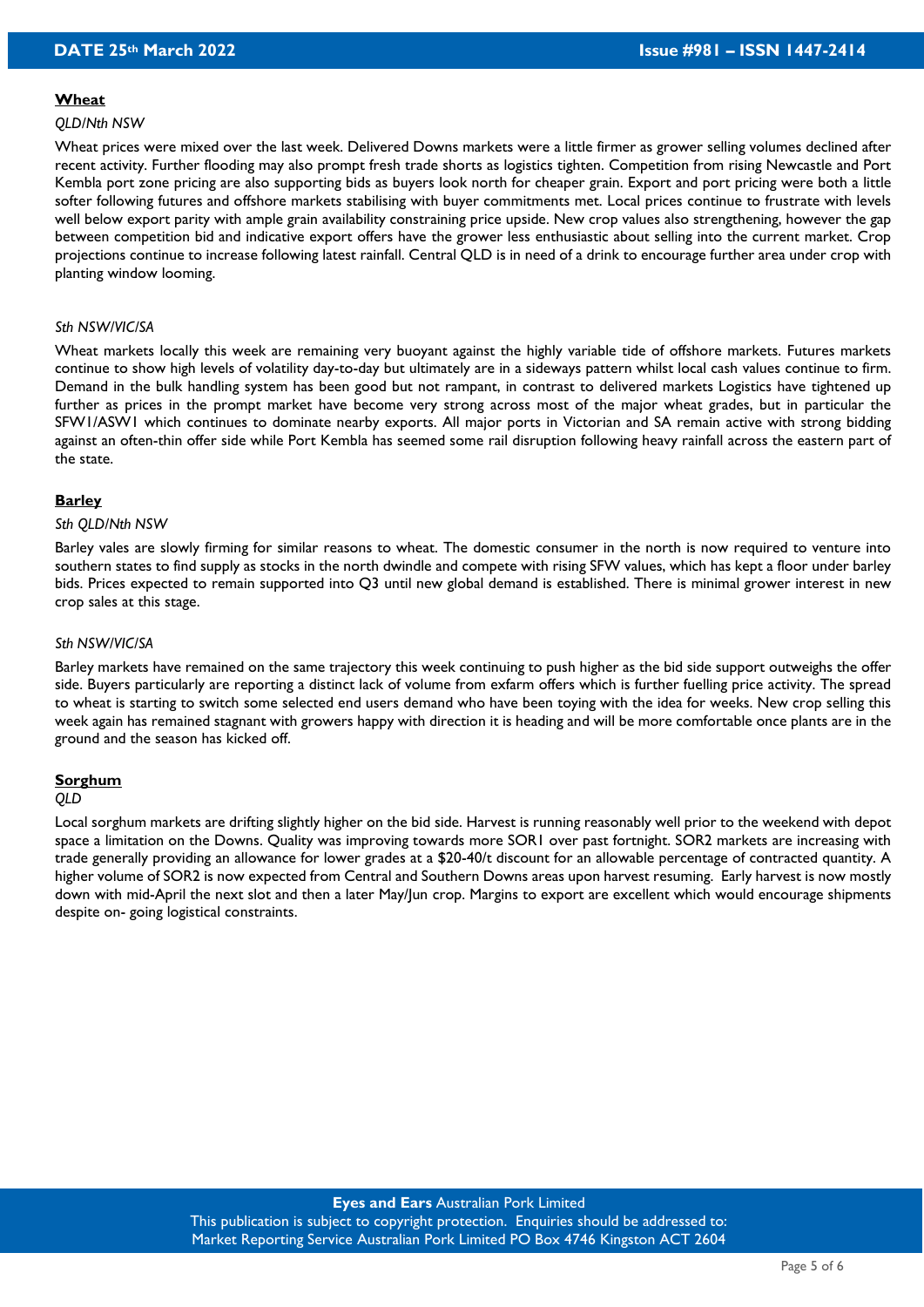## Wheat

*QLD/Nth NSW*

Wheat prices were mixed over the last week. Delivered Downs markets were a little firmer as grower selling volumes declined after recent activity. Further flooding may also prompt fresh trade shorts as logistics tighten. Competition from rising Newcastle and Port Kembla port zone pricing are also supporting bids as buyers look north for cheaper grain. Export and port pricing were both a little softer following futures and offshore markets stabilising with buyer commitments met. Local prices continue to frustrate with levels well below export parity with ample grain availability constraining price upside. New crop values also strengthening, however the gap between competition bid and indicative export offers have the grower less enthusiastic about selling into the current market. Crop projections continue to increase following latest rainfall. Central QLD is in need of a drink to encourage further area under crop with planting window looming.

*Sth NSW/VIC/SA*

Wheat markets locally this week are remaining very buoyant against the highly variable tide of offshore markets. Futures markets continue to show high levels of volatility day-to-day but ultimately are in a sideways pattern whilst local cash values continue to firm. Demand in the bulk handling system has been good but not rampant, in contrast to delivered markets Logistics have tightened up further as prices in the prompt market have become very strong across most of the major wheat grades, but in particular the SFW1/ASW1 which continues to dominate nearby exports. All major ports in Victorian and SA remain active with strong bidding against an often-thin offer side while Port Kembla has seemed some rail disruption following heavy rainfall across the eastern part of the state.

## Barley

*Sth QLD/Nth NSW*

Barley vales are slowly firming for similar reasons to wheat. The domestic consumer in the north is now required to venture into southern states to find supply as stocks in the north dwindle and compete with rising SFW values, which has kept a floor under barley bids. Prices expected to remain supported into Q3 until new global demand is established. There is minimal grower interest in new crop sales at this stage.

*Sth NSW/VIC/SA*

Barley markets have remained on the same trajectory this week continuing to push higher as the bid side support outweighs the offer side. Buyers particularly are reporting a distinct lack of volume from exfarm offers which is further fuelling price activity. The spread to wheat is starting to switch some selected end users demand who have been toying with the idea for weeks. New crop selling this week again has remained stagnant with growers happy with direction it is heading and will be more comfortable once plants are in the ground and the season has kicked off.

## Sorghum

*QLD*

Local sorghum markets are drifting slightly higher on the bid side. Harvest is running reasonably well prior to the weekend with depot space a limitation on the Downs. Quality was improving towards more SOR1 over past fortnight. SOR2 markets are increasing with trade generally providing an allowance for lower grades at a $20-40/t discount for an allowable percentage of contracted quantity. A higher volume of SOR2 is now expected from Central and Southern Downs areas upon harvest resuming. Early harvest is now mostly down with mid-April the next slot and then a later May/Jun crop. Margins to export are excellent which would encourage shipments despite on- going logistical constraints.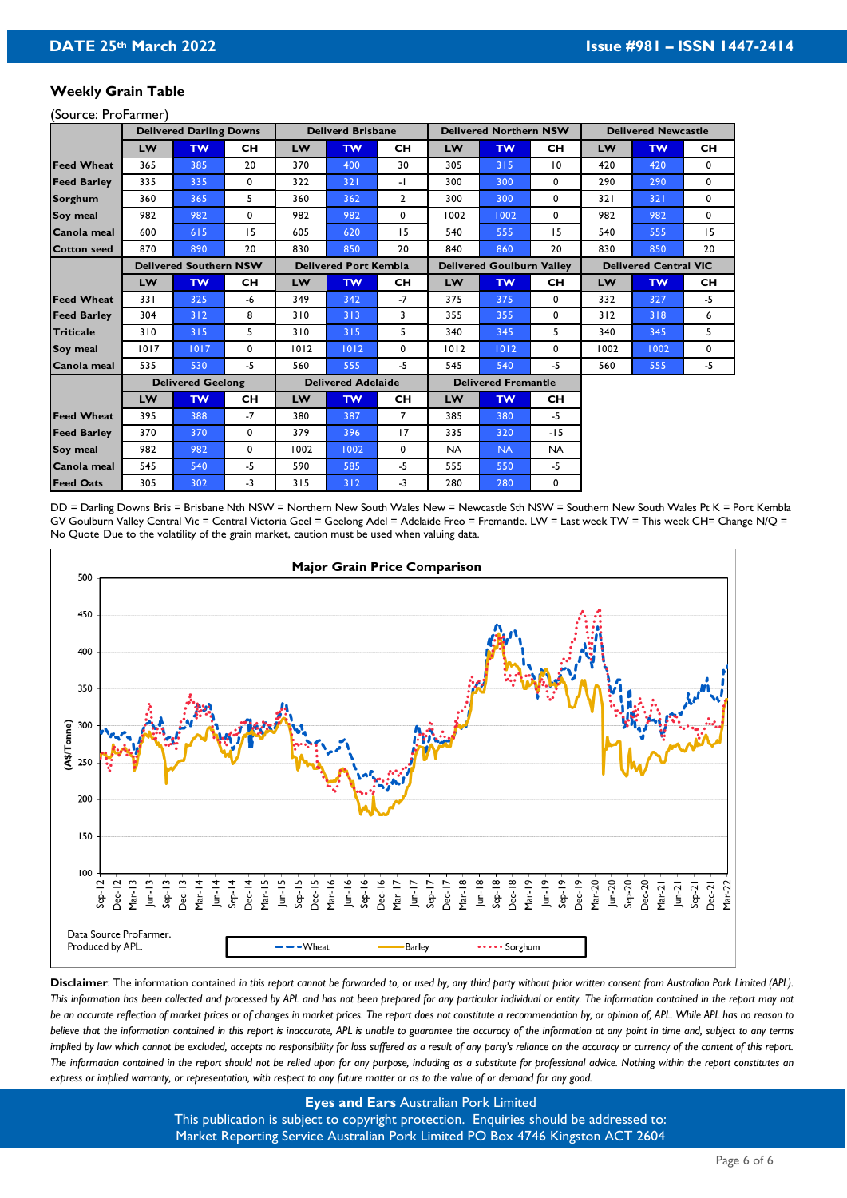DATE 25th March 2022 | Issue #981 – ISSN 1447-2414

## Weekly Grain Table

(Source: ProFarmer)

| | Delivered Darling Downs | | | Deliverd Brisbane | | | Delivered Northern NSW | | | Delivered Newcastle | | |
|---|---|---|---|---|---|---|---|---|---|---|---|---|
| | LW | TW | CH | LW | TW | CH | LW | TW | CH | LW | TW | CH |
| Feed Wheat | 365 | 385 | 20 | 370 | 400 | 30 | 305 | 315 | 10 | 420 | 420 | 0 |
| Feed Barley | 335 | 335 | 0 | 322 | 321 | -1 | 300 | 300 | 0 | 290 | 290 | 0 |
| Sorghum | 360 | 365 | 5 | 360 | 362 | 2 | 300 | 300 | 0 | 321 | 321 | 0 |
| Soy meal | 982 | 982 | 0 | 982 | 982 | 0 | 1002 | 1002 | 0 | 982 | 982 | 0 |
| Canola meal | 600 | 615 | 15 | 605 | 620 | 15 | 540 | 555 | 15 | 540 | 555 | 15 |
| Cotton seed | 870 | 890 | 20 | 830 | 850 | 20 | 840 | 860 | 20 | 830 | 850 | 20 |
| | Delivered Southern NSW | | | Delivered Port Kembla | | | Delivered Goulburn Valley | | | Delivered Central VIC | | |
| | LW | TW | CH | LW | TW | CH | LW | TW | CH | LW | TW | CH |
| Feed Wheat | 331 | 325 | -6 | 349 | 342 | -7 | 375 | 375 | 0 | 332 | 327 | -5 |
| Feed Barley | 304 | 312 | 8 | 310 | 313 | 3 | 355 | 355 | 0 | 312 | 318 | 6 |
| Triticale | 310 | 315 | 5 | 310 | 315 | 5 | 340 | 345 | 5 | 340 | 345 | 5 |
| Soy meal | 1017 | 1017 | 0 | 1012 | 1012 | 0 | 1012 | 1012 | 0 | 1002 | 1002 | 0 |
| Canola meal | 535 | 530 | -5 | 560 | 555 | -5 | 545 | 540 | -5 | 560 | 555 | -5 |
| | Delivered Geelong | | | Delivered Adelaide | | | Delivered Fremantle | | | | | |
| | LW | TW | CH | LW | TW | CH | LW | TW | CH | | | |
| Feed Wheat | 395 | 388 | -7 | 380 | 387 | 7 | 385 | 380 | -5 | | | |
| Feed Barley | 370 | 370 | 0 | 379 | 396 | 17 | 335 | 320 | -15 | | | |
| Soy meal | 982 | 982 | 0 | 1002 | 1002 | 0 | NA | NA | NA | | | |
| Canola meal | 545 | 540 | -5 | 590 | 585 | -5 | 555 | 550 | -5 | | | |
| Feed Oats | 305 | 302 | -3 | 315 | 312 | -3 | 280 | 280 | 0 | | | |

DD = Darling Downs Bris = Brisbane Nth NSW = Northern New South Wales New = Newcastle Sth NSW = Southern New South Wales Pt K = Port Kembla GV Goulburn Valley Central Vic = Central Victoria Geel = Geelong Adel = Adelaide Freo = Fremantle. LW = Last week TW = This week CH= Change N/Q = No Quote Due to the volatility of the grain market, caution must be used when valuing data.

Major Grain Price Comparison

(A$/Tonne)

500
450
400
350
300
250
200
150
100

Sep-12 Dec-12 Mar-13 Jun-13 Sep-13 Dec-13 Mar-14 Jun-14 Sep-14 Dec-14 Mar-15 Jun-15 Sep-15 Dec-15 Mar-16 Jun-16 Sep-16 Dec-16 Mar-17 Jun-17 Sep-17 Dec-17 Mar-18 Jun-18 Sep-18 Dec-18 Mar-19 Jun-19 Sep-19 Dec-19 Mar-20 Jun-20 Sep-20 Dec-20 Mar-21 Jun-21 Sep-21 Dec-21 Mar-22

Wheat
Barley
Sorghum

Data Source ProFarmer.
Produced by APL.

**Disclaimer**: The information contained *in this report cannot be forwarded to, or used by, any third party without prior written consent from Australian Pork Limited (APL). This information has been collected and processed by APL and has not been prepared for any particular individual or entity. The information contained in the report may not be an accurate reflection of market prices or of changes in market prices. The report does not constitute a recommendation by, or opinion of, APL. While APL has no reason to believe that the information contained in this report is inaccurate, APL is unable to guarantee the accuracy of the information at any point in time and, subject to any terms implied by law which cannot be excluded, accepts no responsibility for loss suffered as a result of any party's reliance on the accuracy or currency of the content of this report. The information contained in the report should not be relied upon for any purpose, including as a substitute for professional advice. Nothing within the report constitutes an express or implied warranty, or representation, with respect to any future matter or as to the value of or demand for any good.*

**Eyes and Ears** Australian Pork Limited
This publication is subject to copyright protection. Enquiries should be addressed to:
Market Reporting Service Australian Pork Limited PO Box 4746 Kingston ACT 2604